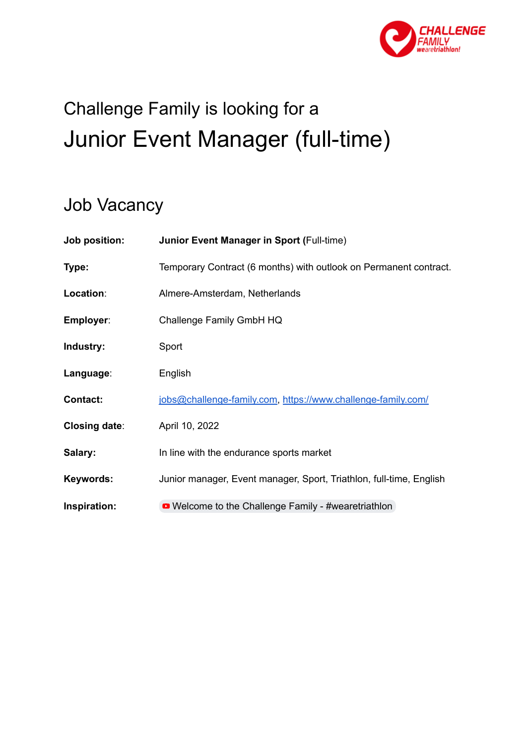Challenge Family is looking for a

# Junior Event Manager (full-time)

## Job Vacancy

| | |
|---|---|
| **Job position:** | **Junior Event Manager in Sport (**Full-time) |
| **Type:** | Temporary Contract (6 months) with outlook on Permanent contract. |
| **Location**: | Almere-Amsterdam, Netherlands |
| **Employer**: | Challenge Family GmbH HQ |
| **Industry:** | Sport |
| **Language**: | English |
| **Contact:** | jobs@challenge-family.com, https://www.challenge-family.com/ |
| **Closing date**: | April 10, 2022 |
| **Salary:** | In line with the endurance sports market |
| **Keywords:** | Junior manager, Event manager, Sport, Triathlon, full-time, English |
| **Inspiration:** | Welcome to the Challenge Family - #wearetriathlon |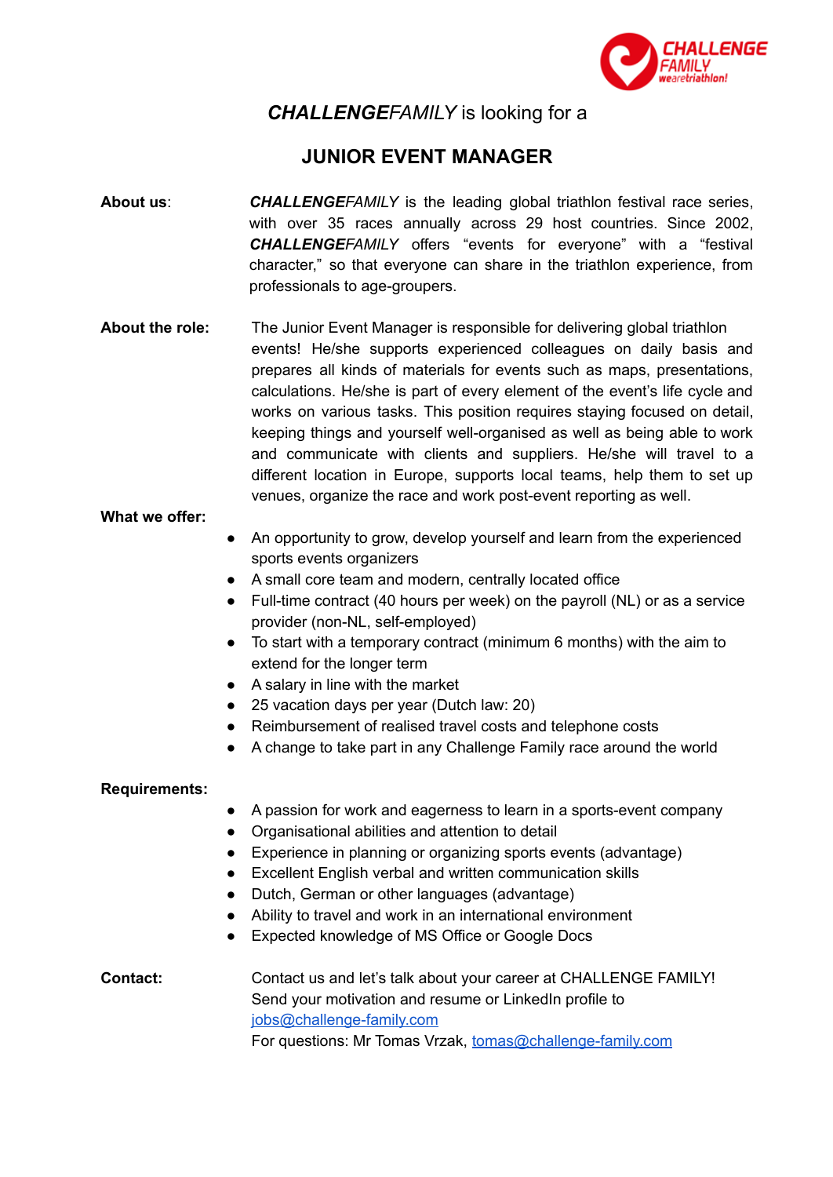***CHALLENGE**FAMILY* is looking for a

## JUNIOR EVENT MANAGER

**About us**: ***CHALLENGE**FAMILY* is the leading global triathlon festival race series, with over 35 races annually across 29 host countries. Since 2002, ***CHALLENGE**FAMILY* offers "events for everyone" with a "festival character," so that everyone can share in the triathlon experience, from professionals to age-groupers.

**About the role:** The Junior Event Manager is responsible for delivering global triathlon events! He/she supports experienced colleagues on daily basis and prepares all kinds of materials for events such as maps, presentations, calculations. He/she is part of every element of the event's life cycle and works on various tasks. This position requires staying focused on detail, keeping things and yourself well-organised as well as being able to work and communicate with clients and suppliers. He/she will travel to a different location in Europe, supports local teams, help them to set up venues, organize the race and work post-event reporting as well.

**What we offer:**

- An opportunity to grow, develop yourself and learn from the experienced sports events organizers
- A small core team and modern, centrally located office
- Full-time contract (40 hours per week) on the payroll (NL) or as a service provider (non-NL, self-employed)
- To start with a temporary contract (minimum 6 months) with the aim to extend for the longer term
- A salary in line with the market
- 25 vacation days per year (Dutch law: 20)
- Reimbursement of realised travel costs and telephone costs
- A change to take part in any Challenge Family race around the world

**Requirements:**

- A passion for work and eagerness to learn in a sports-event company
- Organisational abilities and attention to detail
- Experience in planning or organizing sports events (advantage)
- Excellent English verbal and written communication skills
- Dutch, German or other languages (advantage)
- Ability to travel and work in an international environment
- Expected knowledge of MS Office or Google Docs

**Contact:** Contact us and let's talk about your career at CHALLENGE FAMILY!
Send your motivation and resume or LinkedIn profile to jobs@challenge-family.com
For questions: Mr Tomas Vrzak, tomas@challenge-family.com